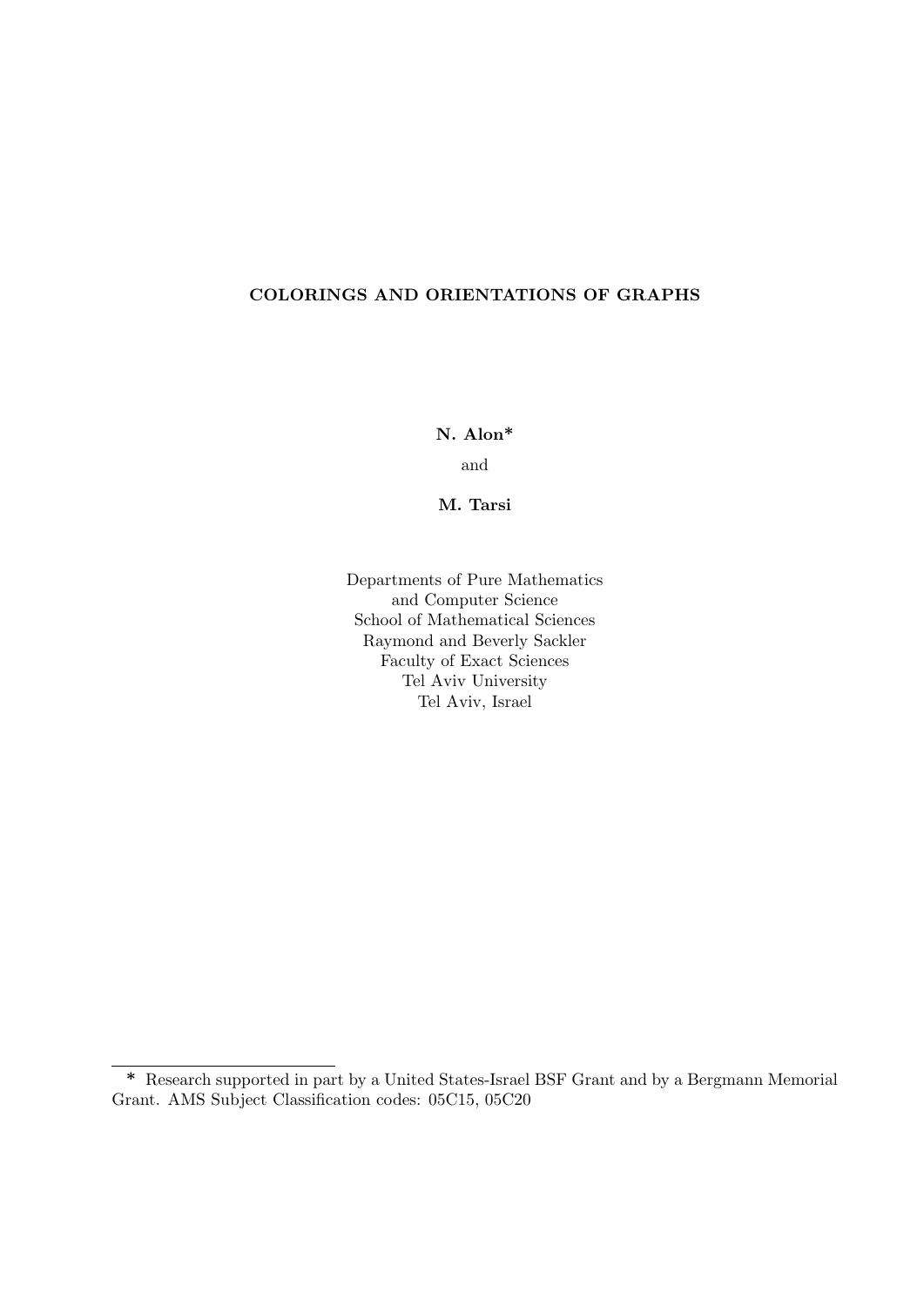# COLORINGS AND ORIENTATIONS OF GRAPHS

**N. Alon***

and

**M. Tarsi**

Departments of Pure Mathematics  
and Computer Science  
School of Mathematical Sciences  
Raymond and Beverly Sackler  
Faculty of Exact Sciences  
Tel Aviv University  
Tel Aviv, Israel

---

\* Research supported in part by a United States-Israel BSF Grant and by a Bergmann Memorial Grant. AMS Subject Classification codes: 05C15, 05C20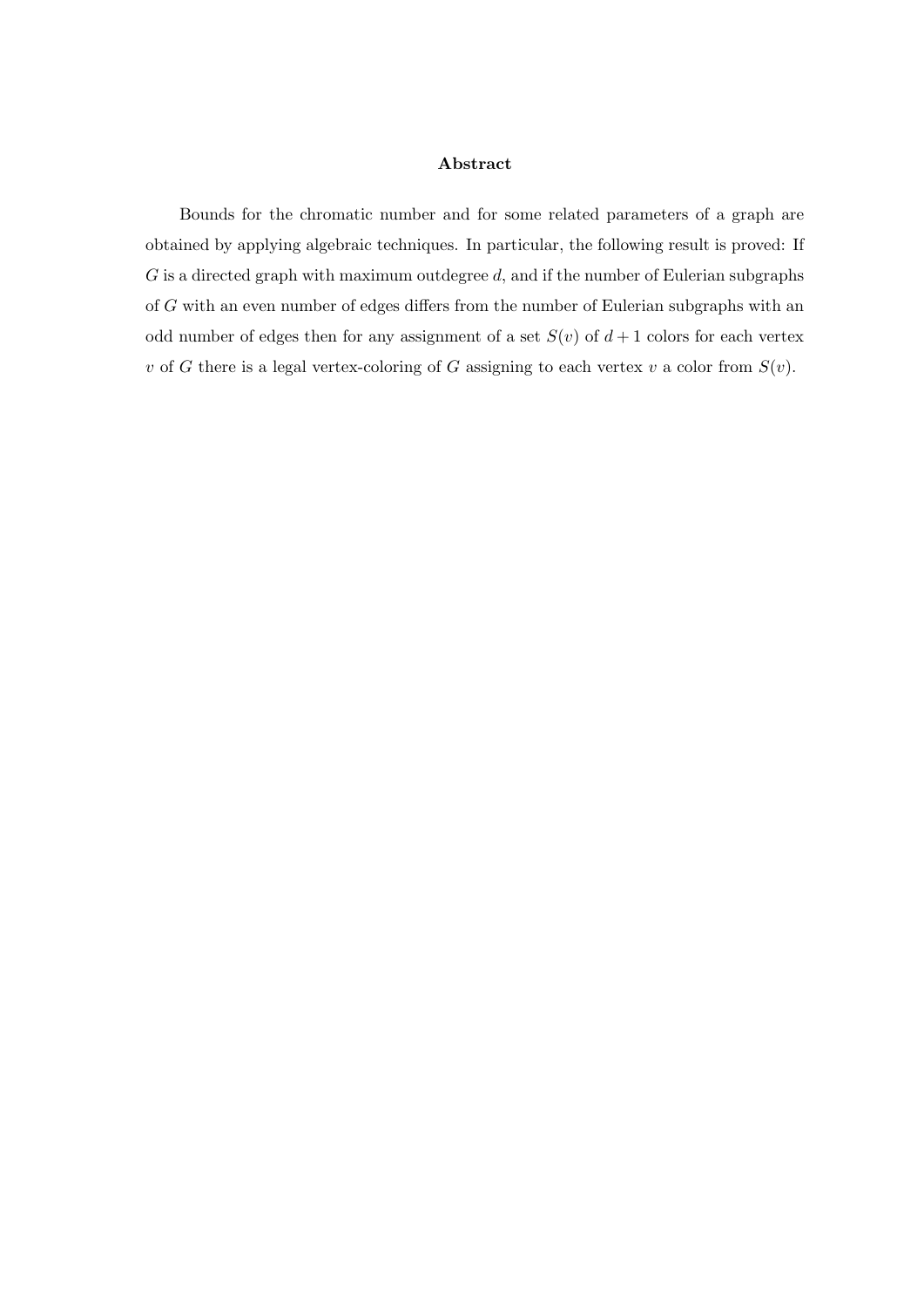**Abstract**

Bounds for the chromatic number and for some related parameters of a graph are obtained by applying algebraic techniques. In particular, the following result is proved: If $G$ is a directed graph with maximum outdegree $d$, and if the number of Eulerian subgraphs of $G$ with an even number of edges differs from the number of Eulerian subgraphs with an odd number of edges then for any assignment of a set $S(v)$ of $d+1$ colors for each vertex $v$ of $G$ there is a legal vertex-coloring of $G$ assigning to each vertex $v$ a color from $S(v)$.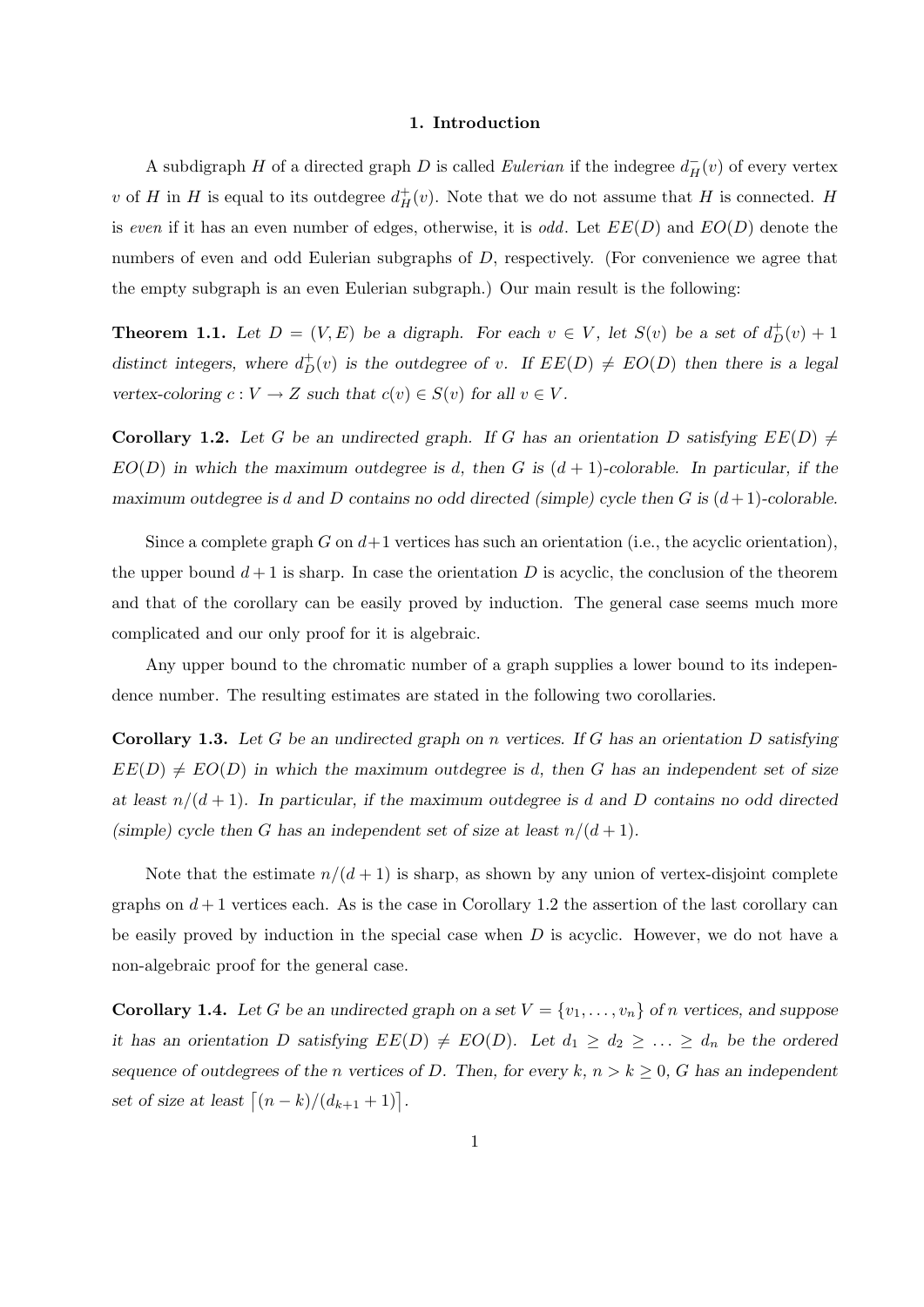## 1. Introduction

A subdigraph $H$ of a directed graph $D$ is called *Eulerian* if the indegree $d^-_H(v)$ of every vertex $v$ of $H$ in $H$ is equal to its outdegree $d^+_H(v)$. Note that we do not assume that $H$ is connected. $H$ is *even* if it has an even number of edges, otherwise, it is *odd*. Let $EE(D)$ and $EO(D)$ denote the numbers of even and odd Eulerian subgraphs of $D$, respectively. (For convenience we agree that the empty subgraph is an even Eulerian subgraph.) Our main result is the following:

**Theorem 1.1.** *Let $D = (V, E)$ be a digraph. For each $v \in V$, let $S(v)$ be a set of $d^+_D(v) + 1$ distinct integers, where $d^+_D(v)$ is the outdegree of $v$. If $EE(D) \neq EO(D)$ then there is a legal vertex-coloring $c : V \to Z$ such that $c(v) \in S(v)$ for all $v \in V$.*

**Corollary 1.2.** *Let $G$ be an undirected graph. If $G$ has an orientation $D$ satisfying $EE(D) \neq EO(D)$ in which the maximum outdegree is $d$, then $G$ is $(d+1)$-colorable. In particular, if the maximum outdegree is $d$ and $D$ contains no odd directed (simple) cycle then $G$ is $(d+1)$-colorable.*

Since a complete graph $G$ on $d+1$ vertices has such an orientation (i.e., the acyclic orientation), the upper bound $d+1$ is sharp. In case the orientation $D$ is acyclic, the conclusion of the theorem and that of the corollary can be easily proved by induction. The general case seems much more complicated and our only proof for it is algebraic.

Any upper bound to the chromatic number of a graph supplies a lower bound to its independence number. The resulting estimates are stated in the following two corollaries.

**Corollary 1.3.** *Let $G$ be an undirected graph on $n$ vertices. If $G$ has an orientation $D$ satisfying $EE(D) \neq EO(D)$ in which the maximum outdegree is $d$, then $G$ has an independent set of size at least $n/(d+1)$. In particular, if the maximum outdegree is $d$ and $D$ contains no odd directed (simple) cycle then $G$ has an independent set of size at least $n/(d+1)$.*

Note that the estimate $n/(d+1)$ is sharp, as shown by any union of vertex-disjoint complete graphs on $d+1$ vertices each. As is the case in Corollary 1.2 the assertion of the last corollary can be easily proved by induction in the special case when $D$ is acyclic. However, we do not have a non-algebraic proof for the general case.

**Corollary 1.4.** *Let $G$ be an undirected graph on a set $V = \{v_1, \ldots, v_n\}$ of $n$ vertices, and suppose it has an orientation $D$ satisfying $EE(D) \neq EO(D)$. Let $d_1 \geq d_2 \geq \ldots \geq d_n$ be the ordered sequence of outdegrees of the $n$ vertices of $D$. Then, for every $k$, $n > k \geq 0$, $G$ has an independent set of size at least $\lceil (n-k)/(d_{k+1}+1) \rceil$.*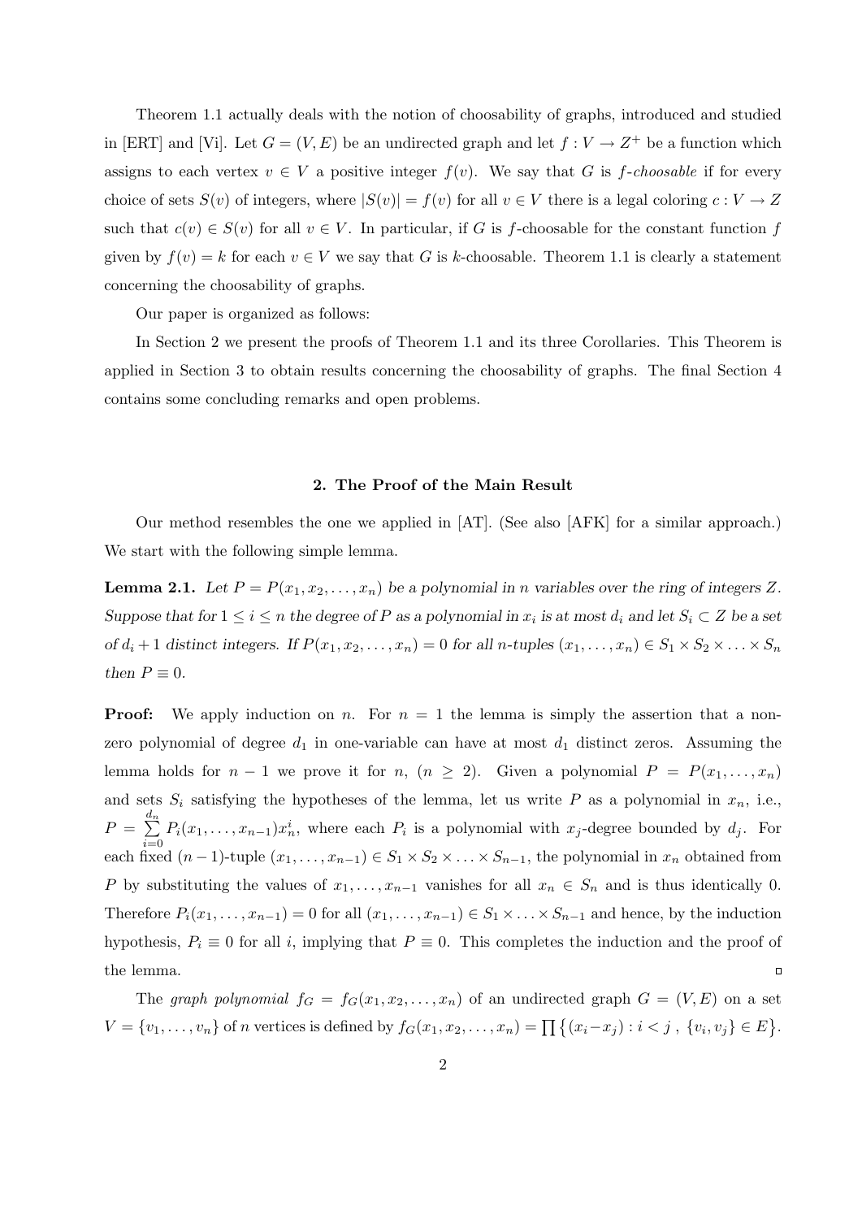Theorem 1.1 actually deals with the notion of choosability of graphs, introduced and studied in [ERT] and [Vi]. Let $G = (V, E)$ be an undirected graph and let $f : V \to Z^+$ be a function which assigns to each vertex $v \in V$ a positive integer $f(v)$. We say that $G$ is *$f$-choosable* if for every choice of sets $S(v)$ of integers, where $|S(v)| = f(v)$ for all $v \in V$ there is a legal coloring $c : V \to Z$ such that $c(v) \in S(v)$ for all $v \in V$. In particular, if $G$ is $f$-choosable for the constant function $f$ given by $f(v) = k$ for each $v \in V$ we say that $G$ is $k$-choosable. Theorem 1.1 is clearly a statement concerning the choosability of graphs.

Our paper is organized as follows:

In Section 2 we present the proofs of Theorem 1.1 and its three Corollaries. This Theorem is applied in Section 3 to obtain results concerning the choosability of graphs. The final Section 4 contains some concluding remarks and open problems.

## 2. The Proof of the Main Result

Our method resembles the one we applied in [AT]. (See also [AFK] for a similar approach.) We start with the following simple lemma.

**Lemma 2.1.** *Let $P = P(x_1, x_2, \ldots, x_n)$ be a polynomial in $n$ variables over the ring of integers $Z$. Suppose that for $1 \leq i \leq n$ the degree of $P$ as a polynomial in $x_i$ is at most $d_i$ and let $S_i \subset Z$ be a set of $d_i + 1$ distinct integers. If $P(x_1, x_2, \ldots, x_n) = 0$ for all $n$-tuples $(x_1, \ldots, x_n) \in S_1 \times S_2 \times \ldots \times S_n$ then $P \equiv 0$.*

**Proof:** We apply induction on $n$. For $n = 1$ the lemma is simply the assertion that a non-zero polynomial of degree $d_1$ in one-variable can have at most $d_1$ distinct zeros. Assuming the lemma holds for $n - 1$ we prove it for $n$, $(n \geq 2)$. Given a polynomial $P = P(x_1, \ldots, x_n)$ and sets $S_i$ satisfying the hypotheses of the lemma, let us write $P$ as a polynomial in $x_n$, i.e., $P = \sum_{i=0}^{d_n} P_i(x_1, \ldots, x_{n-1}) x_n^i$, where each $P_i$ is a polynomial with $x_j$-degree bounded by $d_j$. For each fixed $(n-1)$-tuple $(x_1, \ldots, x_{n-1}) \in S_1 \times S_2 \times \ldots \times S_{n-1}$, the polynomial in $x_n$ obtained from $P$ by substituting the values of $x_1, \ldots, x_{n-1}$ vanishes for all $x_n \in S_n$ and is thus identically 0. Therefore $P_i(x_1, \ldots, x_{n-1}) = 0$ for all $(x_1, \ldots, x_{n-1}) \in S_1 \times \ldots \times S_{n-1}$ and hence, by the induction hypothesis, $P_i \equiv 0$ for all $i$, implying that $P \equiv 0$. This completes the induction and the proof of the lemma. $\square$

The *graph polynomial* $f_G = f_G(x_1, x_2, \ldots, x_n)$ of an undirected graph $G = (V, E)$ on a set $V = \{v_1, \ldots, v_n\}$ of $n$ vertices is defined by $f_G(x_1, x_2, \ldots, x_n) = \prod \{(x_i - x_j) : i < j \ , \ \{v_i, v_j\} \in E\}$.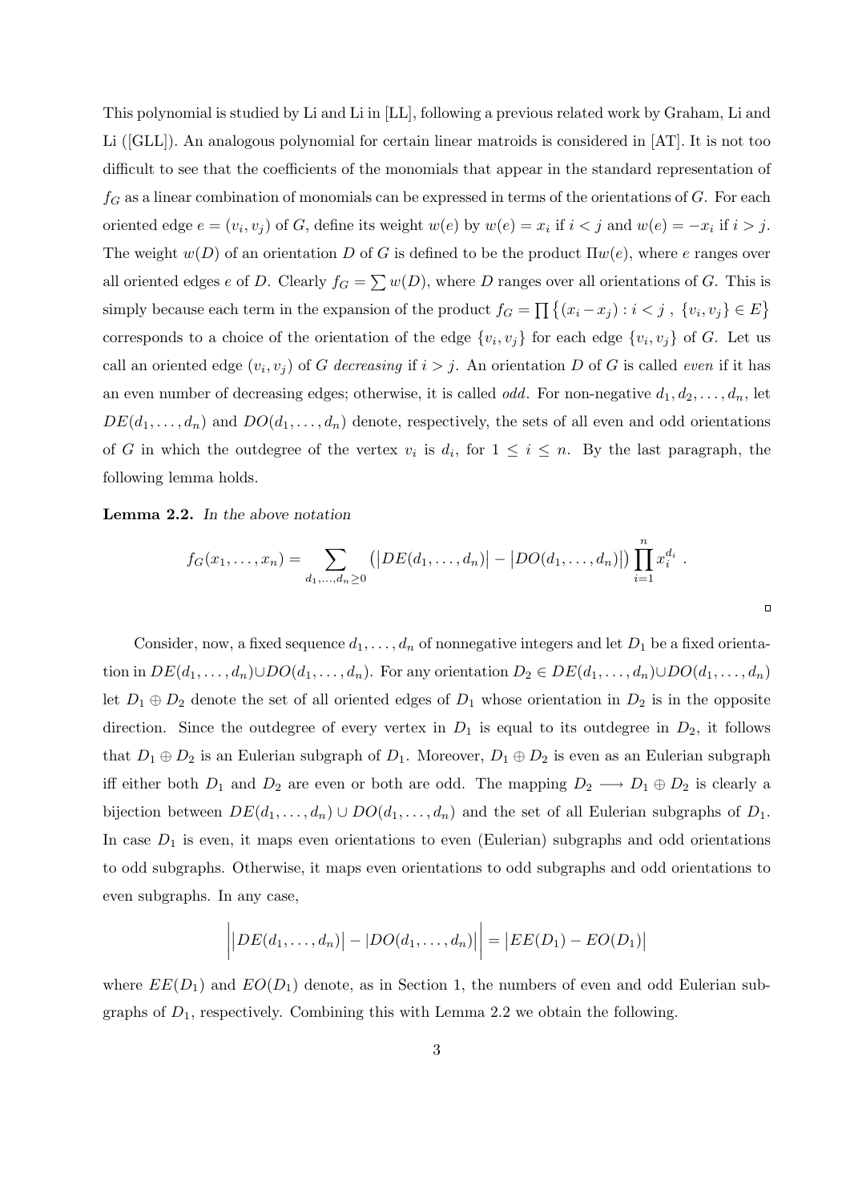This polynomial is studied by Li and Li in [LL], following a previous related work by Graham, Li and Li ([GLL]). An analogous polynomial for certain linear matroids is considered in [AT]. It is not too difficult to see that the coefficients of the monomials that appear in the standard representation of $f_G$ as a linear combination of monomials can be expressed in terms of the orientations of $G$. For each oriented edge $e = (v_i, v_j)$ of $G$, define its weight $w(e)$ by $w(e) = x_i$ if $i < j$ and $w(e) = -x_i$ if $i > j$. The weight $w(D)$ of an orientation $D$ of $G$ is defined to be the product $\Pi w(e)$, where $e$ ranges over all oriented edges $e$ of $D$. Clearly $f_G = \sum w(D)$, where $D$ ranges over all orientations of $G$. This is simply because each term in the expansion of the product $f_G = \prod \{(x_i - x_j) : i < j \ , \ \{v_i, v_j\} \in E\}$ corresponds to a choice of the orientation of the edge $\{v_i, v_j\}$ for each edge $\{v_i, v_j\}$ of $G$. Let us call an oriented edge $(v_i, v_j)$ of $G$ *decreasing* if $i > j$. An orientation $D$ of $G$ is called *even* if it has an even number of decreasing edges; otherwise, it is called *odd*. For non-negative $d_1, d_2, \ldots, d_n$, let $DE(d_1, \ldots, d_n)$ and $DO(d_1, \ldots, d_n)$ denote, respectively, the sets of all even and odd orientations of $G$ in which the outdegree of the vertex $v_i$ is $d_i$, for $1 \leq i \leq n$. By the last paragraph, the following lemma holds.

**Lemma 2.2.** *In the above notation*

$$f_G(x_1, \ldots, x_n) = \sum_{d_1, \ldots, d_n \geq 0} \left( \left| DE(d_1, \ldots, d_n) \right| - \left| DO(d_1, \ldots, d_n) \right| \right) \prod_{i=1}^{n} x_i^{d_i} \ .$$

□

Consider, now, a fixed sequence $d_1, \ldots, d_n$ of nonnegative integers and let $D_1$ be a fixed orientation in $DE(d_1, \ldots, d_n) \cup DO(d_1, \ldots, d_n)$. For any orientation $D_2 \in DE(d_1, \ldots, d_n) \cup DO(d_1, \ldots, d_n)$ let $D_1 \oplus D_2$ denote the set of all oriented edges of $D_1$ whose orientation in $D_2$ is in the opposite direction. Since the outdegree of every vertex in $D_1$ is equal to its outdegree in $D_2$, it follows that $D_1 \oplus D_2$ is an Eulerian subgraph of $D_1$. Moreover, $D_1 \oplus D_2$ is even as an Eulerian subgraph iff either both $D_1$ and $D_2$ are even or both are odd. The mapping $D_2 \longrightarrow D_1 \oplus D_2$ is clearly a bijection between $DE(d_1, \ldots, d_n) \cup DO(d_1, \ldots, d_n)$ and the set of all Eulerian subgraphs of $D_1$. In case $D_1$ is even, it maps even orientations to even (Eulerian) subgraphs and odd orientations to odd subgraphs. Otherwise, it maps even orientations to odd subgraphs and odd orientations to even subgraphs. In any case,

$$\left| \left| DE(d_1, \ldots, d_n) \right| - \left| DO(d_1, \ldots, d_n) \right| \right| = \left| EE(D_1) - EO(D_1) \right|$$

where $EE(D_1)$ and $EO(D_1)$ denote, as in Section 1, the numbers of even and odd Eulerian subgraphs of $D_1$, respectively. Combining this with Lemma 2.2 we obtain the following.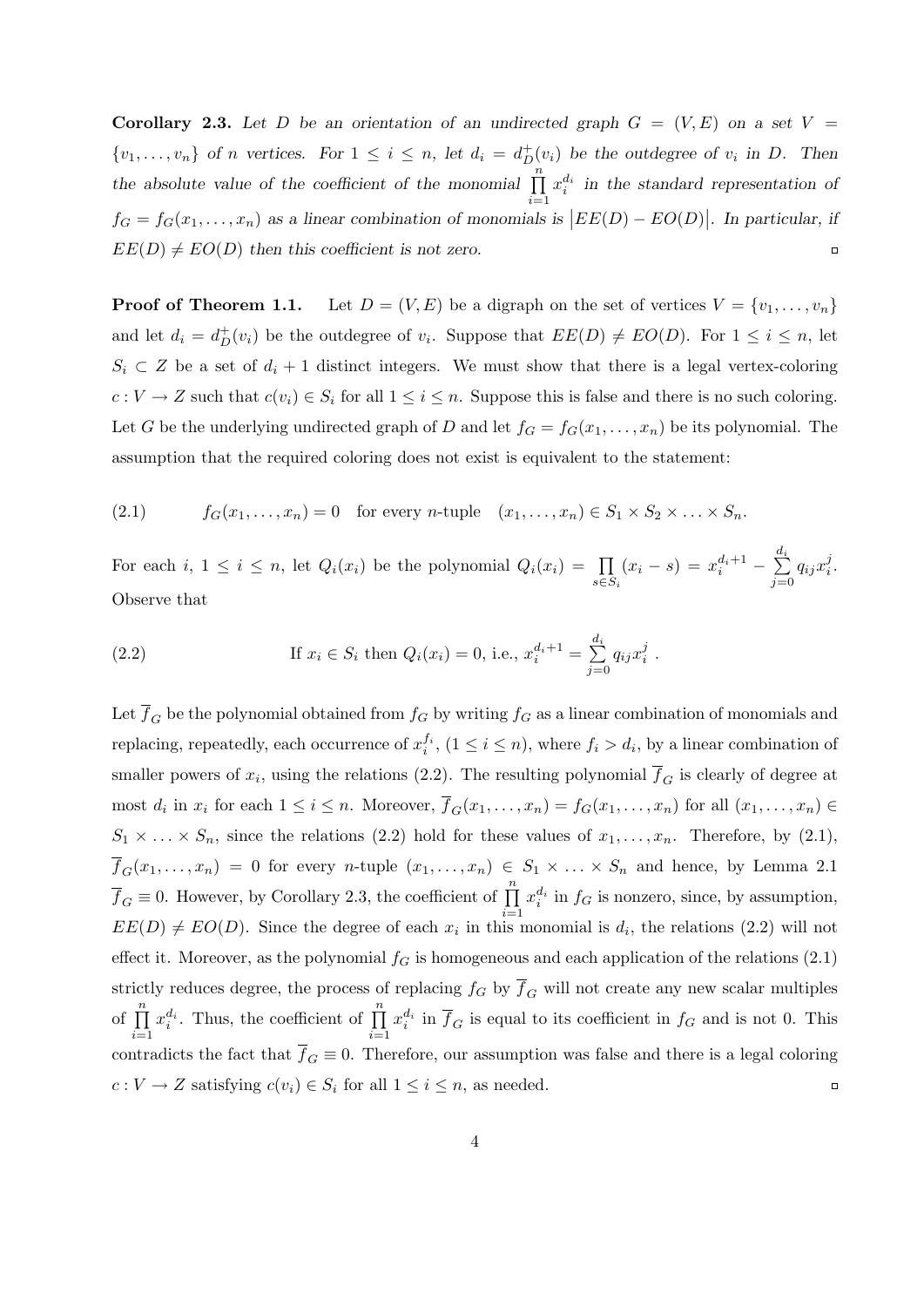**Corollary 2.3.** *Let $D$ be an orientation of an undirected graph $G = (V, E)$ on a set $V = \{v_1, \ldots, v_n\}$ of $n$ vertices. For $1 \leq i \leq n$, let $d_i = d_D^+(v_i)$ be the outdegree of $v_i$ in $D$. Then the absolute value of the coefficient of the monomial $\prod_{i=1}^{n} x_i^{d_i}$ in the standard representation of $f_G = f_G(x_1, \ldots, x_n)$ as a linear combination of monomials is $|EE(D) - EO(D)|$. In particular, if $EE(D) \neq EO(D)$ then this coefficient is not zero.* $\square$

**Proof of Theorem 1.1.** Let $D = (V, E)$ be a digraph on the set of vertices $V = \{v_1, \ldots, v_n\}$ and let $d_i = d_D^+(v_i)$ be the outdegree of $v_i$. Suppose that $EE(D) \neq EO(D)$. For $1 \leq i \leq n$, let $S_i \subset Z$ be a set of $d_i + 1$ distinct integers. We must show that there is a legal vertex-coloring $c : V \to Z$ such that $c(v_i) \in S_i$ for all $1 \leq i \leq n$. Suppose this is false and there is no such coloring. Let $G$ be the underlying undirected graph of $D$ and let $f_G = f_G(x_1, \ldots, x_n)$ be its polynomial. The assumption that the required coloring does not exist is equivalent to the statement:

$$f_G(x_1, \ldots, x_n) = 0 \quad \text{for every } n\text{-tuple} \quad (x_1, \ldots, x_n) \in S_1 \times S_2 \times \ldots \times S_n. \tag{2.1}$$

For each $i$, $1 \leq i \leq n$, let $Q_i(x_i)$ be the polynomial $Q_i(x_i) = \prod_{s \in S_i} (x_i - s) = x_i^{d_i+1} - \sum_{j=0}^{d_i} q_{ij} x_i^j$. Observe that

$$\text{If } x_i \in S_i \text{ then } Q_i(x_i) = 0, \text{ i.e., } x_i^{d_i+1} = \sum_{j=0}^{d_i} q_{ij} x_i^j \ . \tag{2.2}$$

Let $\overline{f}_G$ be the polynomial obtained from $f_G$ by writing $f_G$ as a linear combination of monomials and replacing, repeatedly, each occurrence of $x_i^{f_i}$, $(1 \leq i \leq n)$, where $f_i > d_i$, by a linear combination of smaller powers of $x_i$, using the relations (2.2). The resulting polynomial $\overline{f}_G$ is clearly of degree at most $d_i$ in $x_i$ for each $1 \leq i \leq n$. Moreover, $\overline{f}_G(x_1, \ldots, x_n) = f_G(x_1, \ldots, x_n)$ for all $(x_1, \ldots, x_n) \in S_1 \times \ldots \times S_n$, since the relations (2.2) hold for these values of $x_1, \ldots, x_n$. Therefore, by (2.1), $\overline{f}_G(x_1, \ldots, x_n) = 0$ for every $n$-tuple $(x_1, \ldots, x_n) \in S_1 \times \ldots \times S_n$ and hence, by Lemma 2.1 $\overline{f}_G \equiv 0$. However, by Corollary 2.3, the coefficient of $\prod_{i=1}^{n} x_i^{d_i}$ in $f_G$ is nonzero, since, by assumption, $EE(D) \neq EO(D)$. Since the degree of each $x_i$ in this monomial is $d_i$, the relations (2.2) will not effect it. Moreover, as the polynomial $f_G$ is homogeneous and each application of the relations (2.1) strictly reduces degree, the process of replacing $f_G$ by $\overline{f}_G$ will not create any new scalar multiples of $\prod_{i=1}^{n} x_i^{d_i}$. Thus, the coefficient of $\prod_{i=1}^{n} x_i^{d_i}$ in $\overline{f}_G$ is equal to its coefficient in $f_G$ and is not 0. This contradicts the fact that $\overline{f}_G \equiv 0$. Therefore, our assumption was false and there is a legal coloring $c : V \to Z$ satisfying $c(v_i) \in S_i$ for all $1 \leq i \leq n$, as needed. $\square$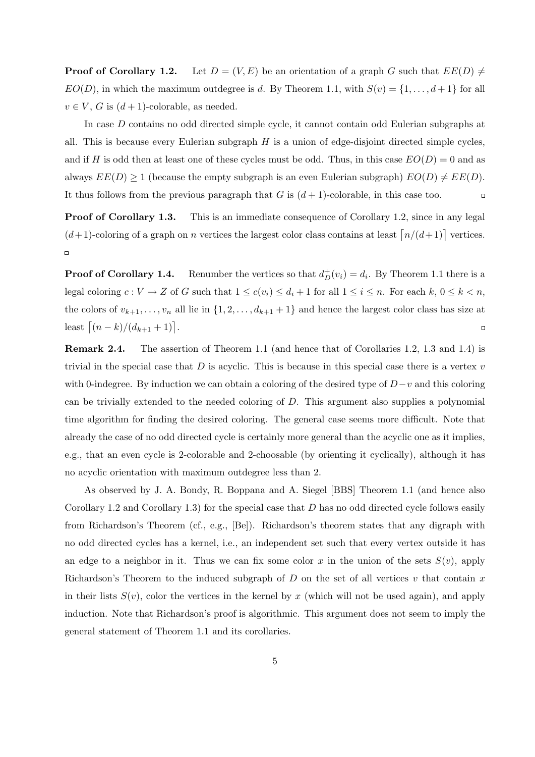**Proof of Corollary 1.2.** Let $D = (V, E)$ be an orientation of a graph $G$ such that $EE(D) \neq EO(D)$, in which the maximum outdegree is $d$. By Theorem 1.1, with $S(v) = \{1, \ldots, d+1\}$ for all $v \in V$, $G$ is $(d+1)$-colorable, as needed.

In case $D$ contains no odd directed simple cycle, it cannot contain odd Eulerian subgraphs at all. This is because every Eulerian subgraph $H$ is a union of edge-disjoint directed simple cycles, and if $H$ is odd then at least one of these cycles must be odd. Thus, in this case $EO(D) = 0$ and as always $EE(D) \geq 1$ (because the empty subgraph is an even Eulerian subgraph) $EO(D) \neq EE(D)$. It thus follows from the previous paragraph that $G$ is $(d+1)$-colorable, in this case too. □

**Proof of Corollary 1.3.** This is an immediate consequence of Corollary 1.2, since in any legal $(d+1)$-coloring of a graph on $n$ vertices the largest color class contains at least $\lceil n/(d+1) \rceil$ vertices. □

**Proof of Corollary 1.4.** Renumber the vertices so that $d^+_D(v_i) = d_i$. By Theorem 1.1 there is a legal coloring $c : V \to Z$ of $G$ such that $1 \leq c(v_i) \leq d_i + 1$ for all $1 \leq i \leq n$. For each $k$, $0 \leq k < n$, the colors of $v_{k+1}, \ldots, v_n$ all lie in $\{1, 2, \ldots, d_{k+1} + 1\}$ and hence the largest color class has size at least $\lceil (n-k)/(d_{k+1} + 1) \rceil$. □

**Remark 2.4.** The assertion of Theorem 1.1 (and hence that of Corollaries 1.2, 1.3 and 1.4) is trivial in the special case that $D$ is acyclic. This is because in this special case there is a vertex $v$ with 0-indegree. By induction we can obtain a coloring of the desired type of $D - v$ and this coloring can be trivially extended to the needed coloring of $D$. This argument also supplies a polynomial time algorithm for finding the desired coloring. The general case seems more difficult. Note that already the case of no odd directed cycle is certainly more general than the acyclic one as it implies, e.g., that an even cycle is 2-colorable and 2-choosable (by orienting it cyclically), although it has no acyclic orientation with maximum outdegree less than 2.

As observed by J. A. Bondy, R. Boppana and A. Siegel [BBS] Theorem 1.1 (and hence also Corollary 1.2 and Corollary 1.3) for the special case that $D$ has no odd directed cycle follows easily from Richardson's Theorem (cf., e.g., [Be]). Richardson's theorem states that any digraph with no odd directed cycles has a kernel, i.e., an independent set such that every vertex outside it has an edge to a neighbor in it. Thus we can fix some color $x$ in the union of the sets $S(v)$, apply Richardson's Theorem to the induced subgraph of $D$ on the set of all vertices $v$ that contain $x$ in their lists $S(v)$, color the vertices in the kernel by $x$ (which will not be used again), and apply induction. Note that Richardson's proof is algorithmic. This argument does not seem to imply the general statement of Theorem 1.1 and its corollaries.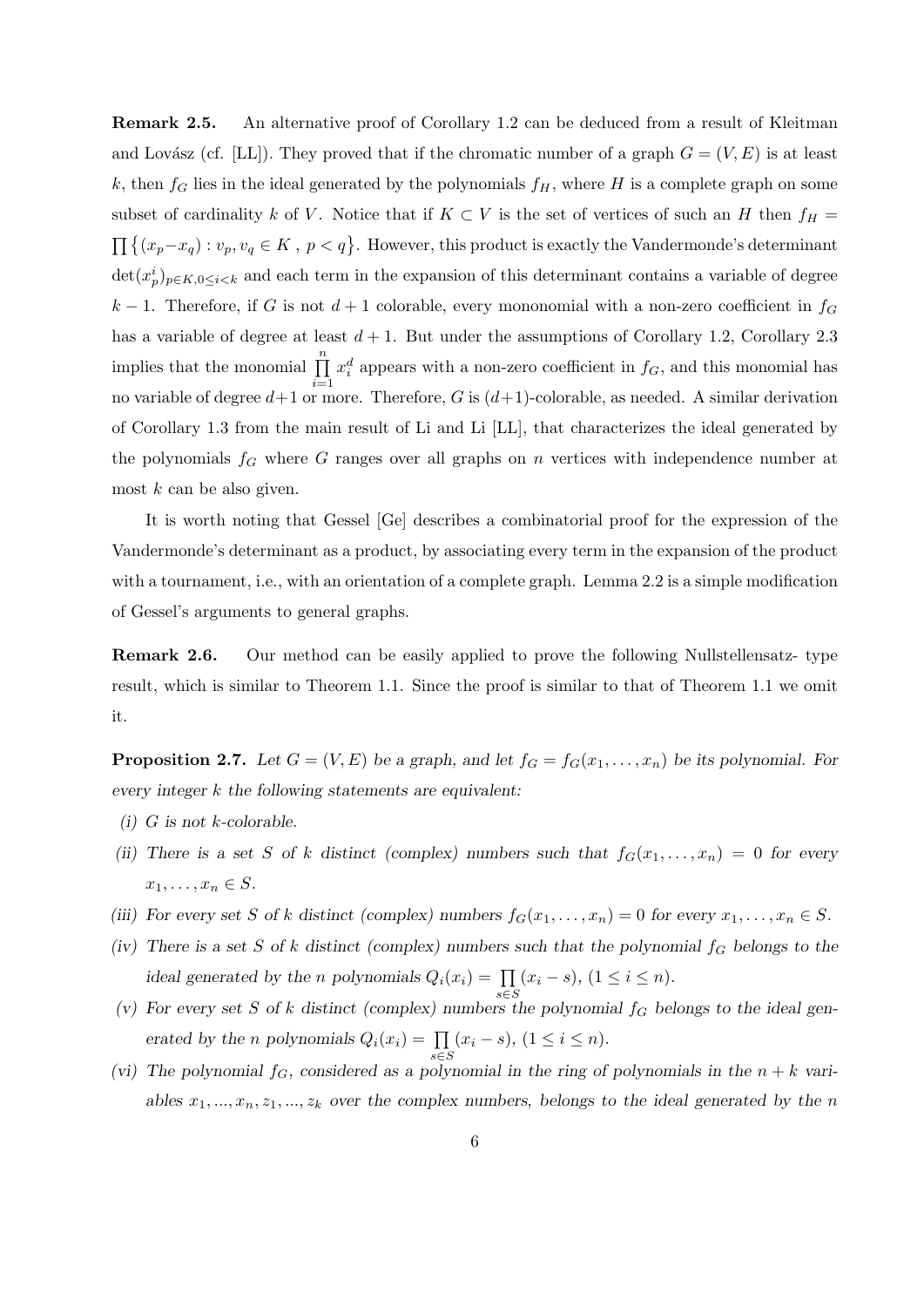**Remark 2.5.** An alternative proof of Corollary 1.2 can be deduced from a result of Kleitman and Lovász (cf. [LL]). They proved that if the chromatic number of a graph $G = (V, E)$ is at least $k$, then $f_G$ lies in the ideal generated by the polynomials $f_H$, where $H$ is a complete graph on some subset of cardinality $k$ of $V$. Notice that if $K \subset V$ is the set of vertices of such an $H$ then $f_H = \prod \{(x_p - x_q) : v_p, v_q \in K \ , \ p < q\}$. However, this product is exactly the Vandermonde's determinant $\det(x_p^i)_{p \in K, 0 \le i < k}$ and each term in the expansion of this determinant contains a variable of degree $k-1$. Therefore, if $G$ is not $d+1$ colorable, every mononomial with a non-zero coefficient in $f_G$ has a variable of degree at least $d+1$. But under the assumptions of Corollary 1.2, Corollary 2.3 implies that the monomial $\prod_{i=1}^{n} x_i^d$ appears with a non-zero coefficient in $f_G$, and this monomial has no variable of degree $d+1$ or more. Therefore, $G$ is $(d+1)$-colorable, as needed. A similar derivation of Corollary 1.3 from the main result of Li and Li [LL], that characterizes the ideal generated by the polynomials $f_G$ where $G$ ranges over all graphs on $n$ vertices with independence number at most $k$ can be also given.

It is worth noting that Gessel [Ge] describes a combinatorial proof for the expression of the Vandermonde's determinant as a product, by associating every term in the expansion of the product with a tournament, i.e., with an orientation of a complete graph. Lemma 2.2 is a simple modification of Gessel's arguments to general graphs.

**Remark 2.6.** Our method can be easily applied to prove the following Nullstellensatz- type result, which is similar to Theorem 1.1. Since the proof is similar to that of Theorem 1.1 we omit it.

**Proposition 2.7.** *Let $G = (V, E)$ be a graph, and let $f_G = f_G(x_1, \ldots, x_n)$ be its polynomial. For every integer $k$ the following statements are equivalent:*

*(i) $G$ is not $k$-colorable.*

*(ii) There is a set $S$ of $k$ distinct (complex) numbers such that $f_G(x_1, \ldots, x_n) = 0$ for every $x_1, \ldots, x_n \in S$.*

*(iii) For every set $S$ of $k$ distinct (complex) numbers $f_G(x_1, \ldots, x_n) = 0$ for every $x_1, \ldots, x_n \in S$.*

*(iv) There is a set $S$ of $k$ distinct (complex) numbers such that the polynomial $f_G$ belongs to the ideal generated by the $n$ polynomials $Q_i(x_i) = \prod_{s \in S}(x_i - s)$, $(1 \le i \le n)$.*

*(v) For every set $S$ of $k$ distinct (complex) numbers the polynomial $f_G$ belongs to the ideal generated by the $n$ polynomials $Q_i(x_i) = \prod_{s \in S}(x_i - s)$, $(1 \le i \le n)$.*

*(vi) The polynomial $f_G$, considered as a polynomial in the ring of polynomials in the $n+k$ variables $x_1, ..., x_n, z_1, ..., z_k$ over the complex numbers, belongs to the ideal generated by the $n$*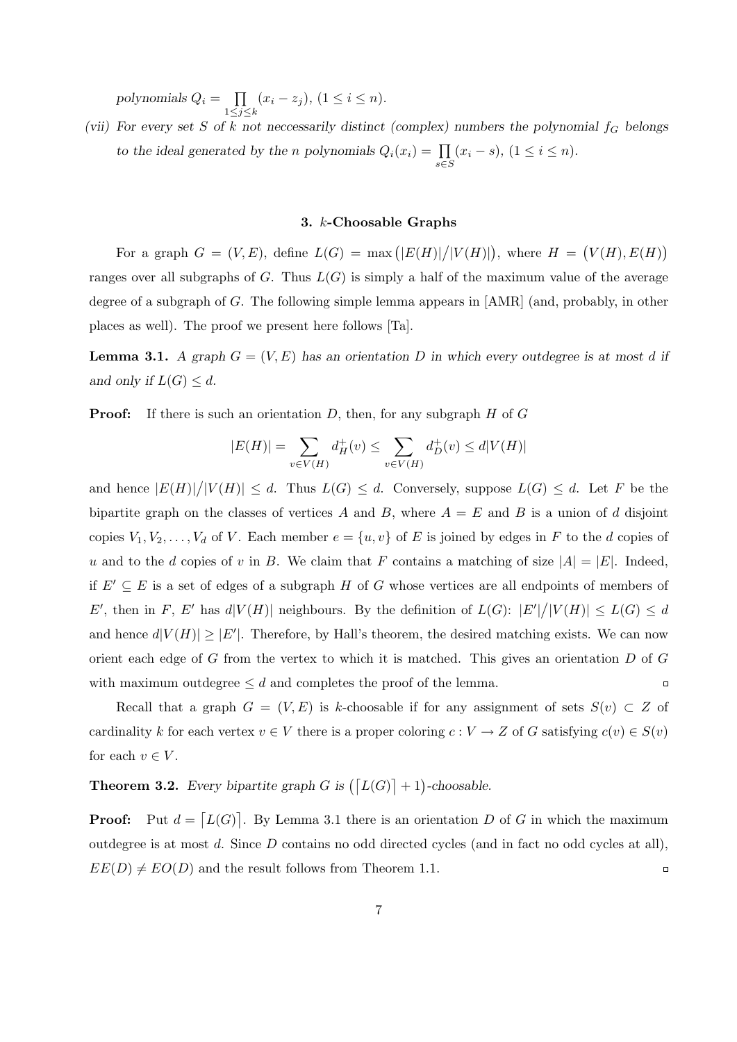*polynomials* $Q_i = \prod_{1\le j\le k} (x_i - z_j)$, $(1 \le i \le n)$.

*(vii) For every set* $S$ *of* $k$ *not neccessarily distinct (complex) numbers the polynomial* $f_G$ *belongs to the ideal generated by the* $n$ *polynomials* $Q_i(x_i) = \prod_{s\in S} (x_i - s)$, $(1 \le i \le n)$.

### 3. $k$-Choosable Graphs

For a graph $G = (V, E)$, define $L(G) = \max\big(|E(H)|/|V(H)|\big)$, where $H = \big(V(H), E(H)\big)$ ranges over all subgraphs of $G$. Thus $L(G)$ is simply a half of the maximum value of the average degree of a subgraph of $G$. The following simple lemma appears in [AMR] (and, probably, in other places as well). The proof we present here follows [Ta].

**Lemma 3.1.** *A graph* $G = (V, E)$ *has an orientation* $D$ *in which every outdegree is at most* $d$ *if and only if* $L(G) \le d$.

**Proof:** If there is such an orientation $D$, then, for any subgraph $H$ of $G$

$$|E(H)| = \sum_{v\in V(H)} d^+_H(v) \le \sum_{v\in V(H)} d^+_D(v) \le d|V(H)|$$

and hence $|E(H)|/|V(H)| \le d$. Thus $L(G) \le d$. Conversely, suppose $L(G) \le d$. Let $F$ be the bipartite graph on the classes of vertices $A$ and $B$, where $A = E$ and $B$ is a union of $d$ disjoint copies $V_1, V_2, \ldots, V_d$ of $V$. Each member $e = \{u, v\}$ of $E$ is joined by edges in $F$ to the $d$ copies of $u$ and to the $d$ copies of $v$ in $B$. We claim that $F$ contains a matching of size $|A| = |E|$. Indeed, if $E' \subseteq E$ is a set of edges of a subgraph $H$ of $G$ whose vertices are all endpoints of members of $E'$, then in $F$, $E'$ has $d|V(H)|$ neighbours. By the definition of $L(G)$: $|E'|/|V(H)| \le L(G) \le d$ and hence $d|V(H)| \ge |E'|$. Therefore, by Hall's theorem, the desired matching exists. We can now orient each edge of $G$ from the vertex to which it is matched. This gives an orientation $D$ of $G$ with maximum outdegree $\le d$ and completes the proof of the lemma. ▫

Recall that a graph $G = (V, E)$ is $k$-choosable if for any assignment of sets $S(v) \subset Z$ of cardinality $k$ for each vertex $v \in V$ there is a proper coloring $c : V \to Z$ of $G$ satisfying $c(v) \in S(v)$ for each $v \in V$.

**Theorem 3.2.** *Every bipartite graph* $G$ *is* $\big(\lceil L(G)\rceil + 1\big)$*-choosable.*

**Proof:** Put $d = \lceil L(G)\rceil$. By Lemma 3.1 there is an orientation $D$ of $G$ in which the maximum outdegree is at most $d$. Since $D$ contains no odd directed cycles (and in fact no odd cycles at all), $EE(D) \ne EO(D)$ and the result follows from Theorem 1.1. ▫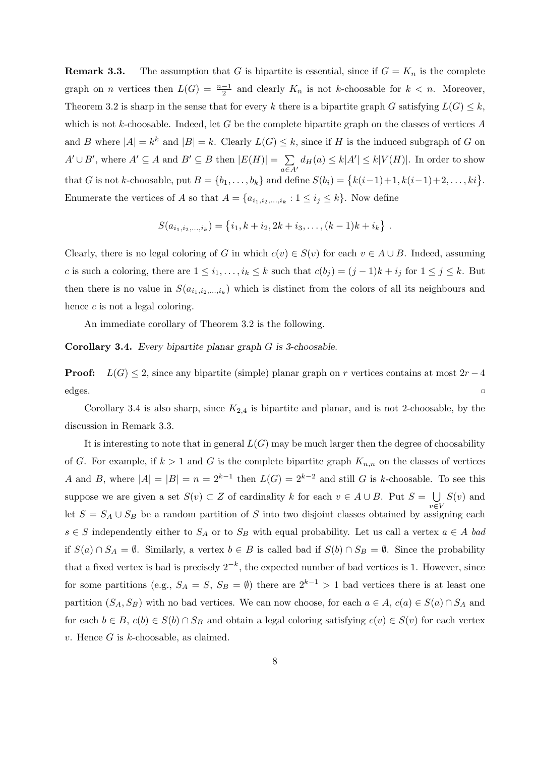**Remark 3.3.** The assumption that $G$ is bipartite is essential, since if $G = K_n$ is the complete graph on $n$ vertices then $L(G) = \frac{n-1}{2}$ and clearly $K_n$ is not $k$-choosable for $k < n$. Moreover, Theorem 3.2 is sharp in the sense that for every $k$ there is a bipartite graph $G$ satisfying $L(G) \leq k$, which is not $k$-choosable. Indeed, let $G$ be the complete bipartite graph on the classes of vertices $A$ and $B$ where $|A| = k^k$ and $|B| = k$. Clearly $L(G) \leq k$, since if $H$ is the induced subgraph of $G$ on $A' \cup B'$, where $A' \subseteq A$ and $B' \subseteq B$ then $|E(H)| = \sum_{a \in A'} d_H(a) \leq k|A'| \leq k|V(H)|$. In order to show that $G$ is not $k$-choosable, put $B = \{b_1, \ldots, b_k\}$ and define $S(b_i) = \{k(i-1)+1, k(i-1)+2, \ldots, ki\}$. Enumerate the vertices of $A$ so that $A = \{a_{i_1,i_2,\ldots,i_k} : 1 \leq i_j \leq k\}$. Now define

$$S(a_{i_1,i_2,\ldots,i_k}) = \{i_1, k + i_2, 2k + i_3, \ldots, (k-1)k + i_k\} .$$

Clearly, there is no legal coloring of $G$ in which $c(v) \in S(v)$ for each $v \in A \cup B$. Indeed, assuming $c$ is such a coloring, there are $1 \leq i_1, \ldots, i_k \leq k$ such that $c(b_j) = (j-1)k + i_j$ for $1 \leq j \leq k$. But then there is no value in $S(a_{i_1,i_2,\ldots,i_k})$ which is distinct from the colors of all its neighbours and hence $c$ is not a legal coloring.

An immediate corollary of Theorem 3.2 is the following.

**Corollary 3.4.** *Every bipartite planar graph $G$ is 3-choosable.*

**Proof:** $L(G) \leq 2$, since any bipartite (simple) planar graph on $r$ vertices contains at most $2r - 4$ edges. □

Corollary 3.4 is also sharp, since $K_{2,4}$ is bipartite and planar, and is not 2-choosable, by the discussion in Remark 3.3.

It is interesting to note that in general $L(G)$ may be much larger then the degree of choosability of $G$. For example, if $k > 1$ and $G$ is the complete bipartite graph $K_{n,n}$ on the classes of vertices $A$ and $B$, where $|A| = |B| = n = 2^{k-1}$ then $L(G) = 2^{k-2}$ and still $G$ is $k$-choosable. To see this suppose we are given a set $S(v) \subset Z$ of cardinality $k$ for each $v \in A \cup B$. Put $S = \bigcup_{v \in V} S(v)$ and let $S = S_A \cup S_B$ be a random partition of $S$ into two disjoint classes obtained by assigning each $s \in S$ independently either to $S_A$ or to $S_B$ with equal probability. Let us call a vertex $a \in A$ *bad* if $S(a) \cap S_A = \emptyset$. Similarly, a vertex $b \in B$ is called bad if $S(b) \cap S_B = \emptyset$. Since the probability that a fixed vertex is bad is precisely $2^{-k}$, the expected number of bad vertices is 1. However, since for some partitions (e.g., $S_A = S$, $S_B = \emptyset$) there are $2^{k-1} > 1$ bad vertices there is at least one partition $(S_A, S_B)$ with no bad vertices. We can now choose, for each $a \in A$, $c(a) \in S(a) \cap S_A$ and for each $b \in B$, $c(b) \in S(b) \cap S_B$ and obtain a legal coloring satisfying $c(v) \in S(v)$ for each vertex $v$. Hence $G$ is $k$-choosable, as claimed.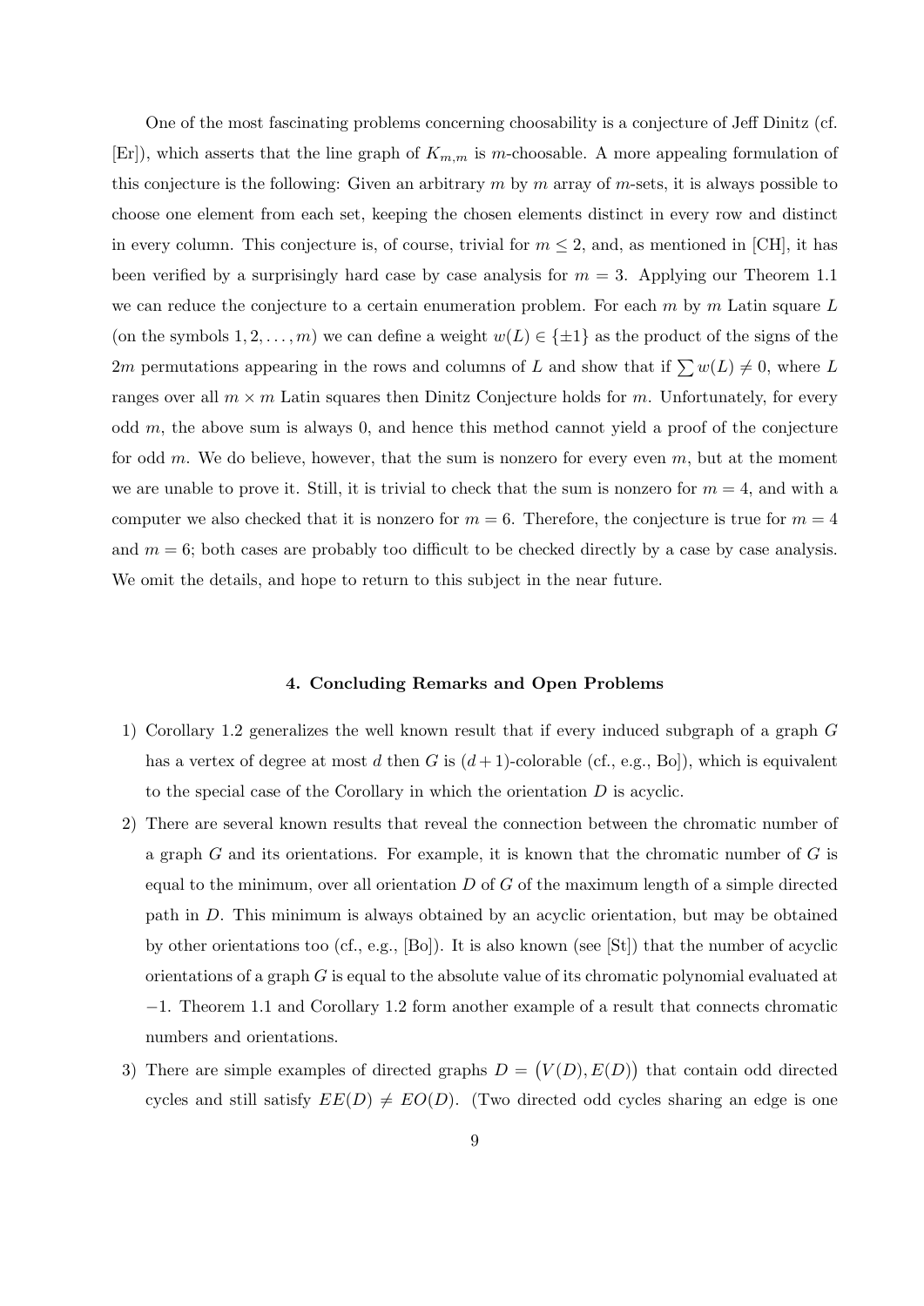One of the most fascinating problems concerning choosability is a conjecture of Jeff Dinitz (cf. [Er]), which asserts that the line graph of $K_{m,m}$ is $m$-choosable. A more appealing formulation of this conjecture is the following: Given an arbitrary $m$ by $m$ array of $m$-sets, it is always possible to choose one element from each set, keeping the chosen elements distinct in every row and distinct in every column. This conjecture is, of course, trivial for $m \leq 2$, and, as mentioned in [CH], it has been verified by a surprisingly hard case by case analysis for $m = 3$. Applying our Theorem 1.1 we can reduce the conjecture to a certain enumeration problem. For each $m$ by $m$ Latin square $L$ (on the symbols $1, 2, \ldots, m$) we can define a weight $w(L) \in \{\pm 1\}$ as the product of the signs of the $2m$ permutations appearing in the rows and columns of $L$ and show that if $\sum w(L) \neq 0$, where $L$ ranges over all $m \times m$ Latin squares then Dinitz Conjecture holds for $m$. Unfortunately, for every odd $m$, the above sum is always 0, and hence this method cannot yield a proof of the conjecture for odd $m$. We do believe, however, that the sum is nonzero for every even $m$, but at the moment we are unable to prove it. Still, it is trivial to check that the sum is nonzero for $m = 4$, and with a computer we also checked that it is nonzero for $m = 6$. Therefore, the conjecture is true for $m = 4$ and $m = 6$; both cases are probably too difficult to be checked directly by a case by case analysis. We omit the details, and hope to return to this subject in the near future.

## 4. Concluding Remarks and Open Problems

1) Corollary 1.2 generalizes the well known result that if every induced subgraph of a graph $G$ has a vertex of degree at most $d$ then $G$ is $(d+1)$-colorable (cf., e.g., Bo]), which is equivalent to the special case of the Corollary in which the orientation $D$ is acyclic.

2) There are several known results that reveal the connection between the chromatic number of a graph $G$ and its orientations. For example, it is known that the chromatic number of $G$ is equal to the minimum, over all orientation $D$ of $G$ of the maximum length of a simple directed path in $D$. This minimum is always obtained by an acyclic orientation, but may be obtained by other orientations too (cf., e.g., [Bo]). It is also known (see [St]) that the number of acyclic orientations of a graph $G$ is equal to the absolute value of its chromatic polynomial evaluated at $-1$. Theorem 1.1 and Corollary 1.2 form another example of a result that connects chromatic numbers and orientations.

3) There are simple examples of directed graphs $D = \big(V(D), E(D)\big)$ that contain odd directed cycles and still satisfy $EE(D) \neq EO(D)$. (Two directed odd cycles sharing an edge is one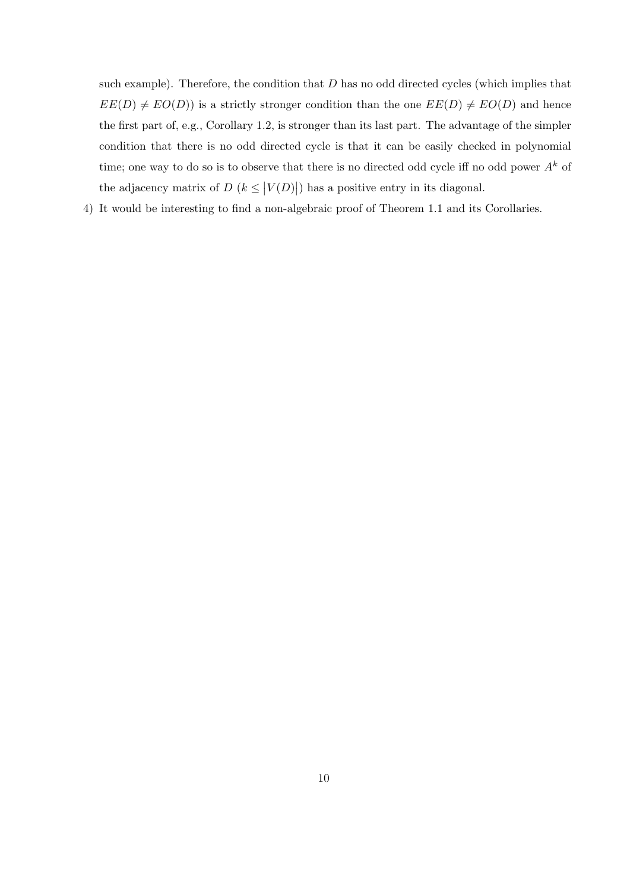such example). Therefore, the condition that $D$ has no odd directed cycles (which implies that $EE(D) \neq EO(D)$) is a strictly stronger condition than the one $EE(D) \neq EO(D)$ and hence the first part of, e.g., Corollary 1.2, is stronger than its last part. The advantage of the simpler condition that there is no odd directed cycle is that it can be easily checked in polynomial time; one way to do so is to observe that there is no directed odd cycle iff no odd power $A^k$ of the adjacency matrix of $D$ ($k \leq |V(D)|$) has a positive entry in its diagonal.

4) It would be interesting to find a non-algebraic proof of Theorem 1.1 and its Corollaries.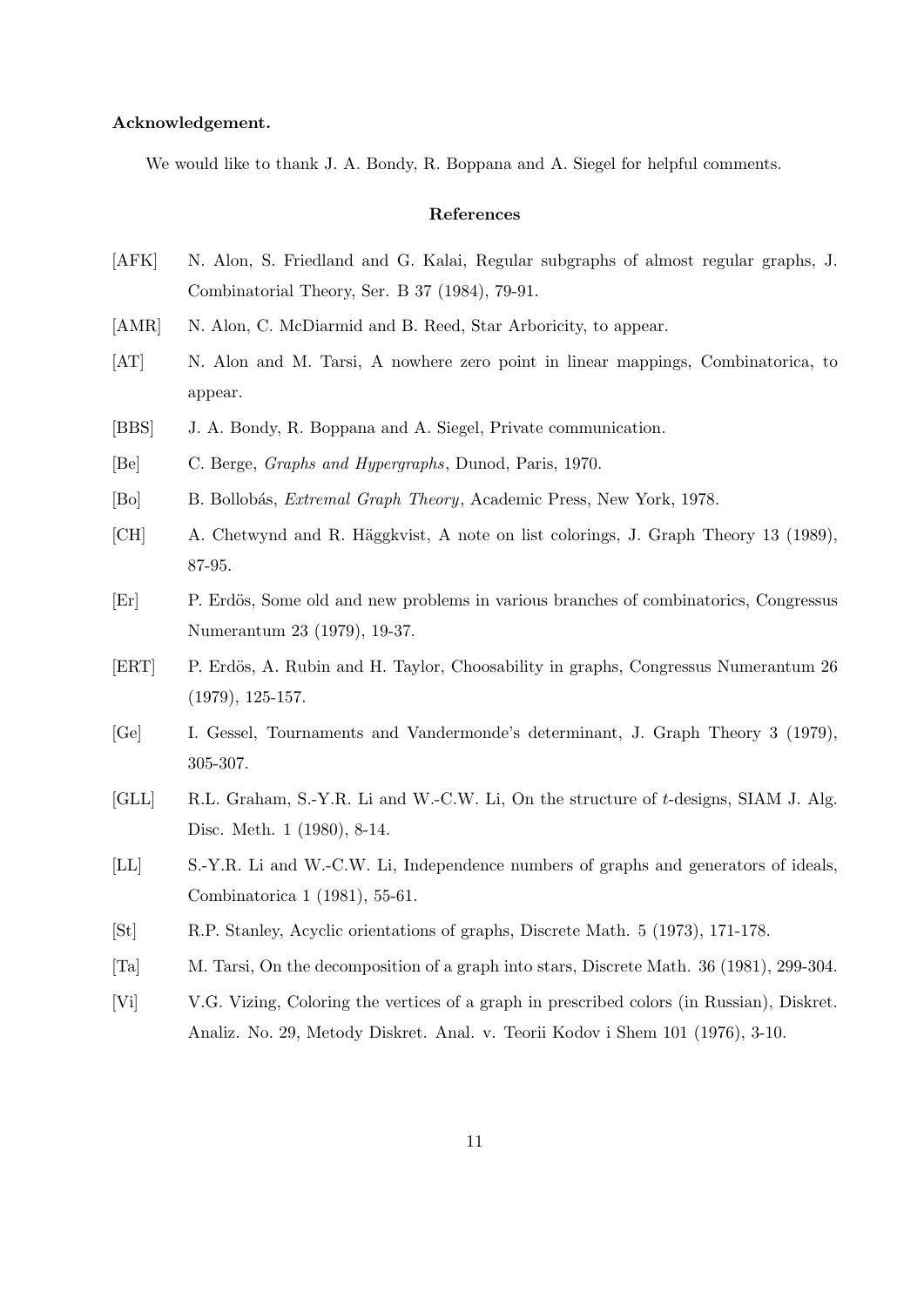**Acknowledgement.**

We would like to thank J. A. Bondy, R. Boppana and A. Siegel for helpful comments.

## References

[AFK] N. Alon, S. Friedland and G. Kalai, Regular subgraphs of almost regular graphs, J. Combinatorial Theory, Ser. B 37 (1984), 79-91.

[AMR] N. Alon, C. McDiarmid and B. Reed, Star Arboricity, to appear.

[AT] N. Alon and M. Tarsi, A nowhere zero point in linear mappings, Combinatorica, to appear.

[BBS] J. A. Bondy, R. Boppana and A. Siegel, Private communication.

[Be] C. Berge, *Graphs and Hypergraphs*, Dunod, Paris, 1970.

[Bo] B. Bollobás, *Extremal Graph Theory*, Academic Press, New York, 1978.

[CH] A. Chetwynd and R. Häggkvist, A note on list colorings, J. Graph Theory 13 (1989), 87-95.

[Er] P. Erdös, Some old and new problems in various branches of combinatorics, Congressus Numerantum 23 (1979), 19-37.

[ERT] P. Erdös, A. Rubin and H. Taylor, Choosability in graphs, Congressus Numerantum 26 (1979), 125-157.

[Ge] I. Gessel, Tournaments and Vandermonde's determinant, J. Graph Theory 3 (1979), 305-307.

[GLL] R.L. Graham, S.-Y.R. Li and W.-C.W. Li, On the structure of $t$-designs, SIAM J. Alg. Disc. Meth. 1 (1980), 8-14.

[LL] S.-Y.R. Li and W.-C.W. Li, Independence numbers of graphs and generators of ideals, Combinatorica 1 (1981), 55-61.

[St] R.P. Stanley, Acyclic orientations of graphs, Discrete Math. 5 (1973), 171-178.

[Ta] M. Tarsi, On the decomposition of a graph into stars, Discrete Math. 36 (1981), 299-304.

[Vi] V.G. Vizing, Coloring the vertices of a graph in prescribed colors (in Russian), Diskret. Analiz. No. 29, Metody Diskret. Anal. v. Teorii Kodov i Shem 101 (1976), 3-10.